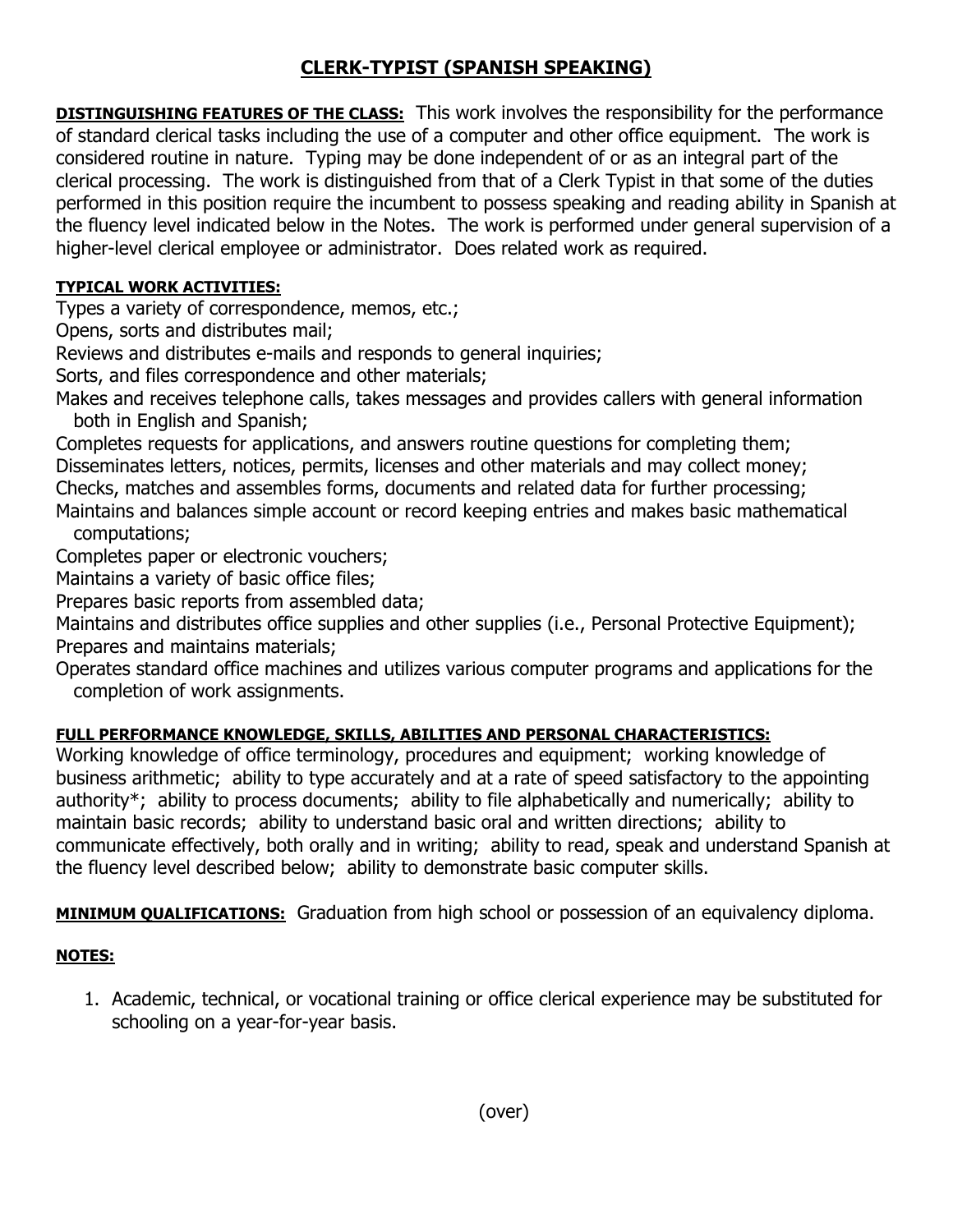# CLERK-TYPIST (SPANISH SPEAKING)

**DISTINGUISHING FEATURES OF THE CLASS:** This work involves the responsibility for the performance of standard clerical tasks including the use of a computer and other office equipment. The work is considered routine in nature. Typing may be done independent of or as an integral part of the clerical processing. The work is distinguished from that of a Clerk Typist in that some of the duties performed in this position require the incumbent to possess speaking and reading ability in Spanish at the fluency level indicated below in the Notes. The work is performed under general supervision of a higher-level clerical employee or administrator. Does related work as required.

**TYPICAL WORK ACTIVITIES:**

Types a variety of correspondence, memos, etc.;
Opens, sorts and distributes mail;
Reviews and distributes e-mails and responds to general inquiries;
Sorts, and files correspondence and other materials;
Makes and receives telephone calls, takes messages and provides callers with general information both in English and Spanish;
Completes requests for applications, and answers routine questions for completing them;
Disseminates letters, notices, permits, licenses and other materials and may collect money;
Checks, matches and assembles forms, documents and related data for further processing;
Maintains and balances simple account or record keeping entries and makes basic mathematical computations;
Completes paper or electronic vouchers;
Maintains a variety of basic office files;
Prepares basic reports from assembled data;
Maintains and distributes office supplies and other supplies (i.e., Personal Protective Equipment);
Prepares and maintains materials;
Operates standard office machines and utilizes various computer programs and applications for the completion of work assignments.

**FULL PERFORMANCE KNOWLEDGE, SKILLS, ABILITIES AND PERSONAL CHARACTERISTICS:**
Working knowledge of office terminology, procedures and equipment; working knowledge of business arithmetic; ability to type accurately and at a rate of speed satisfactory to the appointing authority*; ability to process documents; ability to file alphabetically and numerically; ability to maintain basic records; ability to understand basic oral and written directions; ability to communicate effectively, both orally and in writing; ability to read, speak and understand Spanish at the fluency level described below; ability to demonstrate basic computer skills.

**MINIMUM QUALIFICATIONS:** Graduation from high school or possession of an equivalency diploma.

**NOTES:**

1. Academic, technical, or vocational training or office clerical experience may be substituted for schooling on a year-for-year basis.

(over)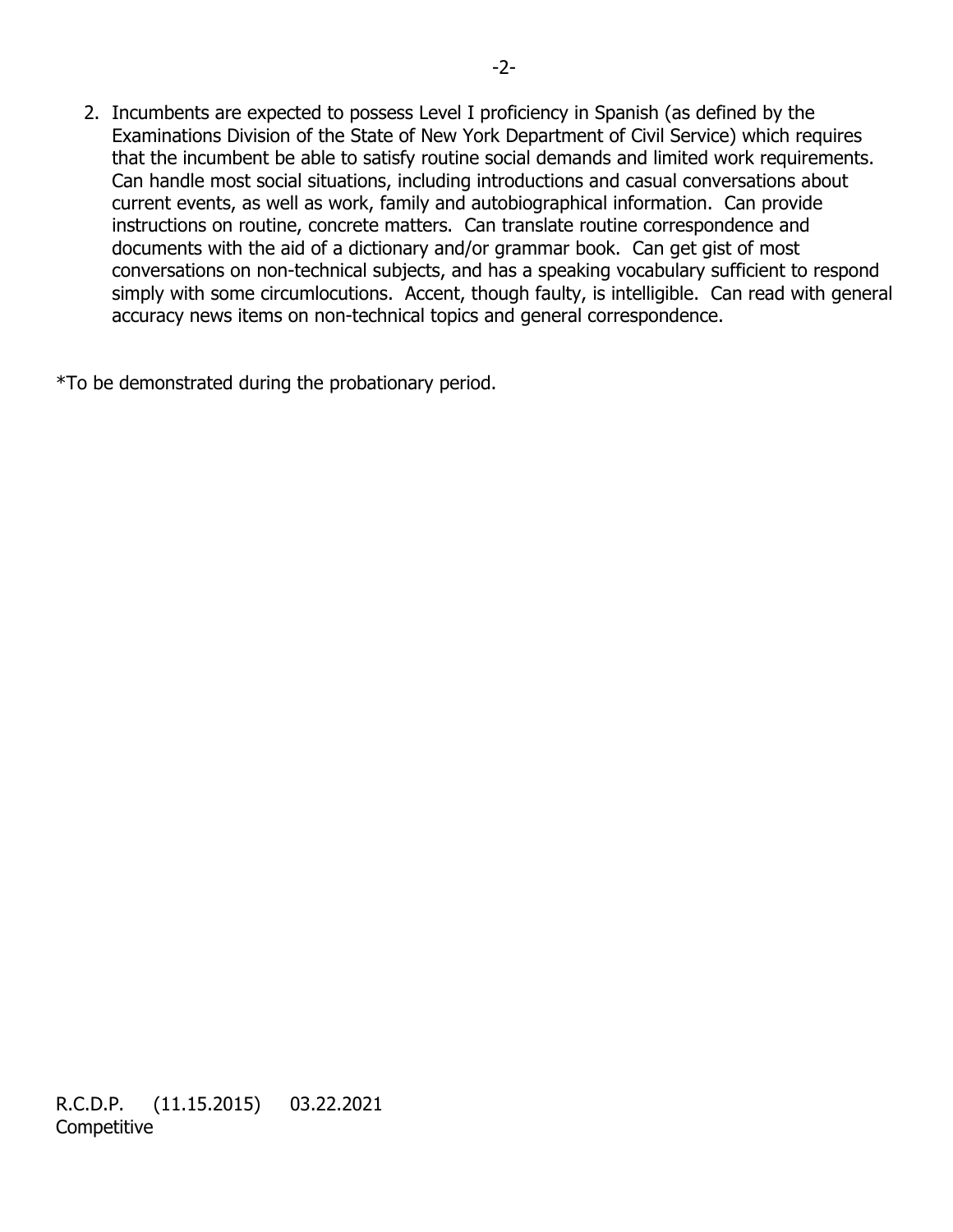2. Incumbents are expected to possess Level I proficiency in Spanish (as defined by the Examinations Division of the State of New York Department of Civil Service) which requires that the incumbent be able to satisfy routine social demands and limited work requirements. Can handle most social situations, including introductions and casual conversations about current events, as well as work, family and autobiographical information. Can provide instructions on routine, concrete matters. Can translate routine correspondence and documents with the aid of a dictionary and/or grammar book. Can get gist of most conversations on non-technical subjects, and has a speaking vocabulary sufficient to respond simply with some circumlocutions. Accent, though faulty, is intelligible. Can read with general accuracy news items on non-technical topics and general correspondence.

*To be demonstrated during the probationary period.

R.C.D.P. (11.15.2015) 03.22.2021
Competitive